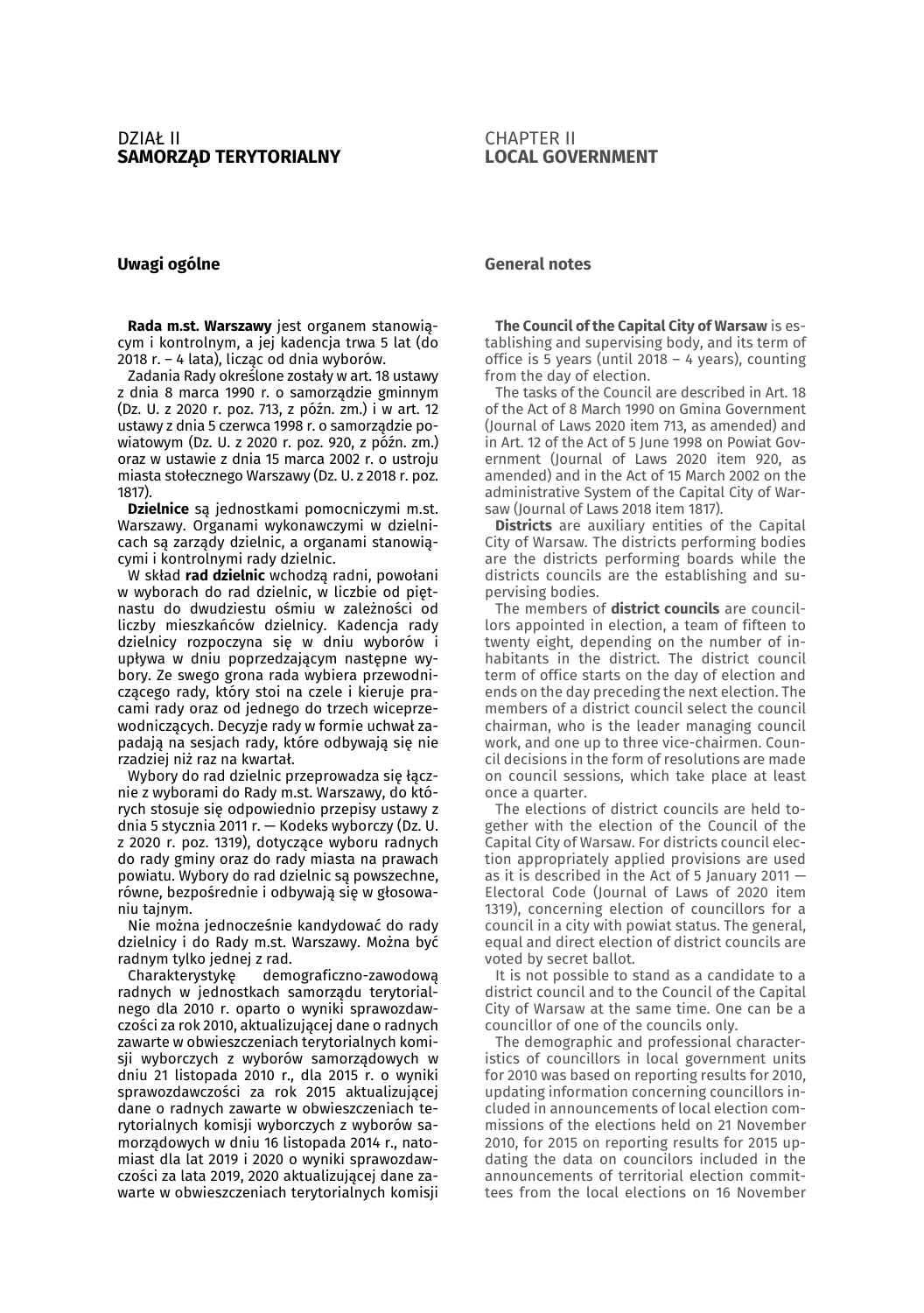# DZIAŁ II
# SAMORZĄD TERYTORIALNY

## Uwagi ogólne

**Rada m.st. Warszawy** jest organem stanowiącym i kontrolnym, a jej kadencja trwa 5 lat (do 2018 r. – 4 lata), licząc od dnia wyborów.

Zadania Rady określone zostały w art. 18 ustawy z dnia 8 marca 1990 r. o samorządzie gminnym (Dz. U. z 2020 r. poz. 713, z późn. zm.) i w art. 12 ustawy z dnia 5 czerwca 1998 r. o samorządzie powiatowym (Dz. U. z 2020 r. poz. 920, z późn. zm.) oraz w ustawie z dnia 15 marca 2002 r. o ustroju miasta stołecznego Warszawy (Dz. U. z 2018 r. poz. 1817).

**Dzielnice** są jednostkami pomocniczymi m.st. Warszawy. Organami wykonawczymi w dzielnicach są zarządy dzielnic, a organami stanowiącymi i kontrolnymi rady dzielnic.

W skład **rad dzielnic** wchodzą radni, powołani w wyborach do rad dzielnic, w liczbie od piętnastu do dwudziestu ośmiu w zależności od liczby mieszkańców dzielnicy. Kadencja rady dzielnicy rozpoczyna się w dniu wyborów i upływa w dniu poprzedzającym następne wybory. Ze swego grona rada wybiera przewodniczącego rady, który stoi na czele i kieruje pracami rady oraz od jednego do trzech wiceprzewodniczących. Decyzje rady w formie uchwał zapadają na sesjach rady, które odbywają się nie rzadziej niż raz na kwartał.

Wybory do rad dzielnic przeprowadza się łącznie z wyborami do Rady m.st. Warszawy, do których stosuje się odpowiednio przepisy ustawy z dnia 5 stycznia 2011 r. — Kodeks wyborczy (Dz. U. z 2020 r. poz. 1319), dotyczące wyboru radnych do rady gminy oraz do rady miasta na prawach powiatu. Wybory do rad dzielnic są powszechne, równe, bezpośrednie i odbywają się w głosowaniu tajnym.

Nie można jednocześnie kandydować do rady dzielnicy i do Rady m.st. Warszawy. Można być radnym tylko jednej z rad.

Charakterystykę demograficzno-zawodową radnych w jednostkach samorządu terytorialnego dla 2010 r. oparto o wyniki sprawozdawczości za rok 2010, aktualizującej dane o radnych zawarte w obwieszczeniach terytorialnych komisji wyborczych z wyborów samorządowych w dniu 21 listopada 2010 r., dla 2015 r. o wyniki sprawozdawczości za rok 2015 aktualizującej dane o radnych zawarte w obwieszczeniach terytorialnych komisji wyborczych z wyborów samorządowych w dniu 16 listopada 2014 r., natomiast dla lat 2019 i 2020 o wyniki sprawozdawczości za lata 2019, 2020 aktualizującej dane zawarte w obwieszczeniach terytorialnych komisji

# CHAPTER II
# LOCAL GOVERNMENT

## General notes

**The Council of the Capital City of Warsaw** is establishing and supervising body, and its term of office is 5 years (until 2018 – 4 years), counting from the day of election.

The tasks of the Council are described in Art. 18 of the Act of 8 March 1990 on Gmina Government (Journal of Laws 2020 item 713, as amended) and in Art. 12 of the Act of 5 June 1998 on Powiat Government (Journal of Laws 2020 item 920, as amended) and in the Act of 15 March 2002 on the administrative System of the Capital City of Warsaw (Journal of Laws 2018 item 1817).

**Districts** are auxiliary entities of the Capital City of Warsaw. The districts performing bodies are the districts performing boards while the districts councils are the establishing and supervising bodies.

The members of **district councils** are councillors appointed in election, a team of fifteen to twenty eight, depending on the number of inhabitants in the district. The district council term of office starts on the day of election and ends on the day preceding the next election. The members of a district council select the council chairman, who is the leader managing council work, and one up to three vice-chairmen. Council decisions in the form of resolutions are made on council sessions, which take place at least once a quarter.

The elections of district councils are held together with the election of the Council of the Capital City of Warsaw. For districts council election appropriately applied provisions are used as it is described in the Act of 5 January 2011 — Electoral Code (Journal of Laws of 2020 item 1319), concerning election of councillors for a council in a city with powiat status. The general, equal and direct election of district councils are voted by secret ballot.

It is not possible to stand as a candidate to a district council and to the Council of the Capital City of Warsaw at the same time. One can be a councillor of one of the councils only.

The demographic and professional characteristics of councillors in local government units for 2010 was based on reporting results for 2010, updating information concerning councillors included in announcements of local election commissions of the elections held on 21 November 2010, for 2015 on reporting results for 2015 updating the data on councilors included in the announcements of territorial election committees from the local elections on 16 November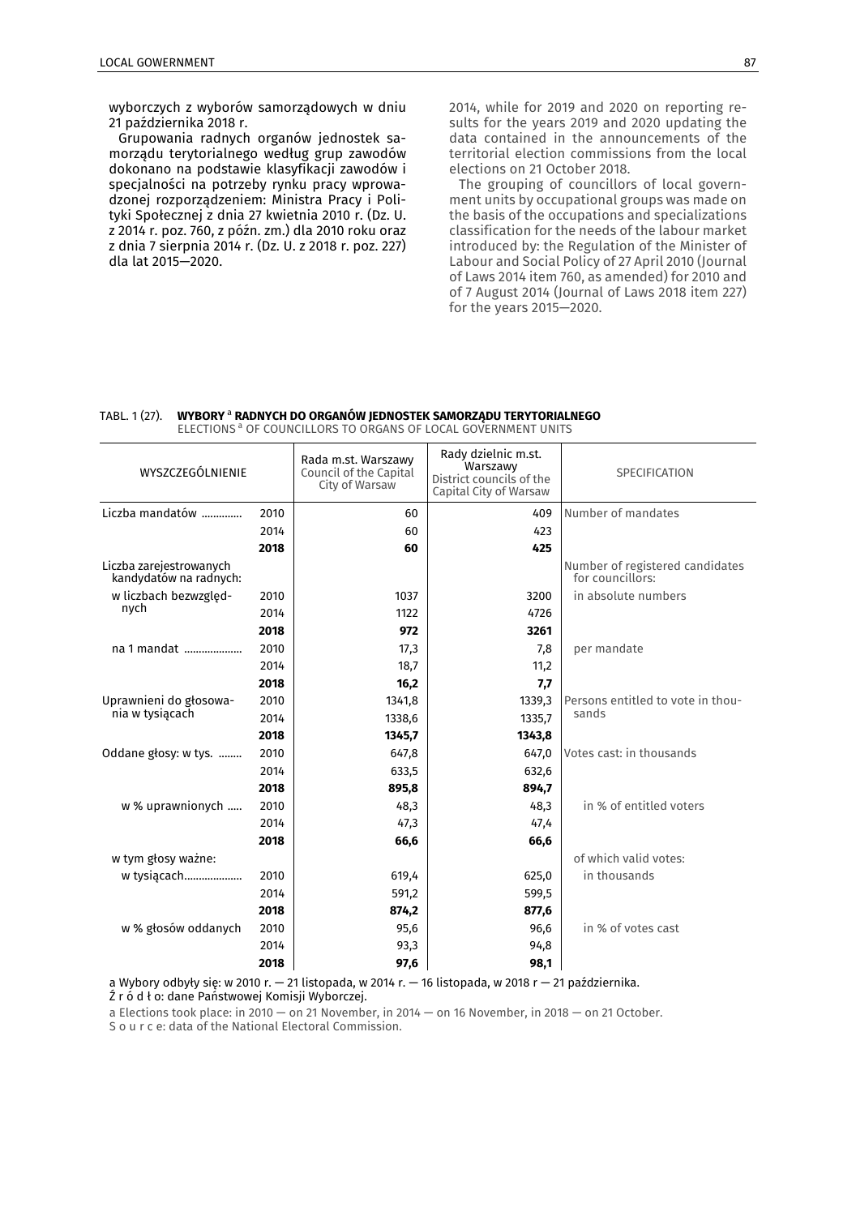wyborczych z wyborów samorządowych w dniu 21 października 2018 r.

Grupowania radnych organów jednostek samorządu terytorialnego według grup zawodów dokonano na podstawie klasyfikacji zawodów i specjalności na potrzeby rynku pracy wprowadzonej rozporządzeniem: Ministra Pracy i Polityki Społecznej z dnia 27 kwietnia 2010 r. (Dz. U. z 2014 r. poz. 760, z późn. zm.) dla 2010 roku oraz z dnia 7 sierpnia 2014 r. (Dz. U. z 2018 r. poz. 227) dla lat 2015—2020.

2014, while for 2019 and 2020 on reporting results for the years 2019 and 2020 updating the data contained in the announcements of the territorial election commissions from the local elections on 21 October 2018.

The grouping of councillors of local government units by occupational groups was made on the basis of the occupations and specializations classification for the needs of the labour market introduced by: the Regulation of the Minister of Labour and Social Policy of 27 April 2010 (Journal of Laws 2014 item 760, as amended) for 2010 and of 7 August 2014 (Journal of Laws 2018 item 227) for the years 2015—2020.

TABL. 1 (27). **WYBORY [a] RADNYCH DO ORGANÓW JEDNOSTEK SAMORZĄDU TERYTORIALNEGO**
ELECTIONS [a] OF COUNCILLORS TO ORGANS OF LOCAL GOVERNMENT UNITS

| WYSZCZEGÓLNIENIE | | Rada m.st. Warszawy Council of the Capital City of Warsaw | Rady dzielnic m.st. Warszawy District councils of the Capital City of Warsaw | SPECIFICATION |
|---|---|---|---|---|
| Liczba mandatów | 2010 | 60 | 409 | Number of mandates |
| | 2014 | 60 | 423 | |
| | **2018** | **60** | **425** | |
| Liczba zarejestrowanych kandydatów na radnych: | | | | Number of registered candidates for councillors: |
| w liczbach bezwzględnych | 2010 | 1037 | 3200 | in absolute numbers |
| | 2014 | 1122 | 4726 | |
| | **2018** | **972** | **3261** | |
| na 1 mandat | 2010 | 17,3 | 7,8 | per mandate |
| | 2014 | 18,7 | 11,2 | |
| | **2018** | **16,2** | **7,7** | |
| Uprawnieni do głosowania w tysiącach | 2010 | 1341,8 | 1339,3 | Persons entitled to vote in thousands |
| | 2014 | 1338,6 | 1335,7 | |
| | **2018** | **1345,7** | **1343,8** | |
| Oddane głosy: w tys. | 2010 | 647,8 | 647,0 | Votes cast: in thousands |
| | 2014 | 633,5 | 632,6 | |
| | **2018** | **895,8** | **894,7** | |
| w % uprawnionych | 2010 | 48,3 | 48,3 | in % of entitled voters |
| | 2014 | 47,3 | 47,4 | |
| | **2018** | **66,6** | **66,6** | |
| w tym głosy ważne: | | | | of which valid votes: |
| w tysiącach | 2010 | 619,4 | 625,0 | in thousands |
| | 2014 | 591,2 | 599,5 | |
| | **2018** | **874,2** | **877,6** | |
| w % głosów oddanych | 2010 | 95,6 | 96,6 | in % of votes cast |
| | 2014 | 93,3 | 94,8 | |
| | **2018** | **97,6** | **98,1** | |

a Wybory odbyły się: w 2010 r. — 21 listopada, w 2014 r. — 16 listopada, w 2018 r — 21 października.
Ź r ó d ł o: dane Państwowej Komisji Wyborczej.

a Elections took place: in 2010 — on 21 November, in 2014 — on 16 November, in 2018 — on 21 October.
S o u r c e: data of the National Electoral Commission.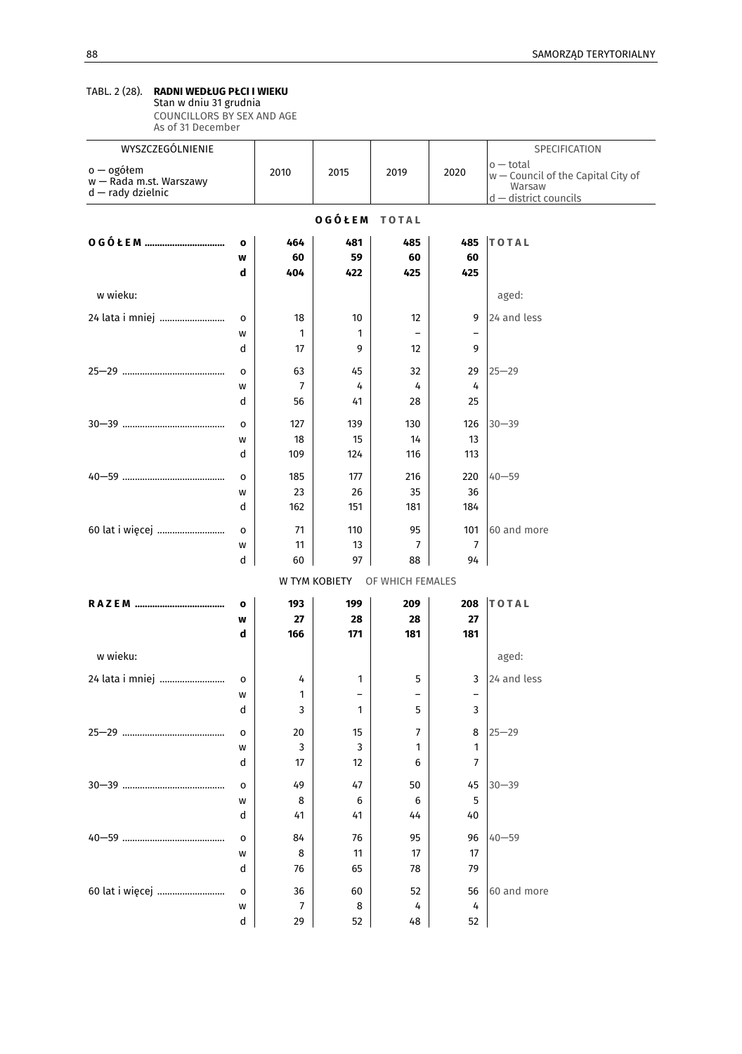TABL. 2 (28). **RADNI WEDŁUG PŁCI I WIEKU**
Stan w dniu 31 grudnia
COUNCILLORS BY SEX AND AGE
As of 31 December

| WYSZCZEGÓLNIENIE<br>o — ogółem<br>w — Rada m.st. Warszawy<br>d — rady dzielnic | | 2010 | 2015 | 2019 | 2020 | SPECIFICATION<br>o — total<br>w — Council of the Capital City of Warsaw<br>d — district councils |
|---|---|---|---|---|---|---|
| | | | **OGÓŁEM** | **TOTAL** | | |
| **OGÓŁEM** | **o** | **464** | **481** | **485** | **485** | **TOTAL** |
| | **w** | **60** | **59** | **60** | **60** | |
| | **d** | **404** | **422** | **425** | **425** | |
| w wieku: | | | | | | aged: |
| 24 lata i mniej | o | 18 | 10 | 12 | 9 | 24 and less |
| | w | 1 | 1 | – | – | |
| | d | 17 | 9 | 12 | 9 | |
| 25—29 | o | 63 | 45 | 32 | 29 | 25—29 |
| | w | 7 | 4 | 4 | 4 | |
| | d | 56 | 41 | 28 | 25 | |
| 30—39 | o | 127 | 139 | 130 | 126 | 30—39 |
| | w | 18 | 15 | 14 | 13 | |
| | d | 109 | 124 | 116 | 113 | |
| 40—59 | o | 185 | 177 | 216 | 220 | 40—59 |
| | w | 23 | 26 | 35 | 36 | |
| | d | 162 | 151 | 181 | 184 | |
| 60 lat i więcej | o | 71 | 110 | 95 | 101 | 60 and more |
| | w | 11 | 13 | 7 | 7 | |
| | d | 60 | 97 | 88 | 94 | |
| | | | W TYM KOBIETY | OF WHICH FEMALES | | |
| **RAZEM** | **o** | **193** | **199** | **209** | **208** | **TOTAL** |
| | **w** | **27** | **28** | **28** | **27** | |
| | **d** | **166** | **171** | **181** | **181** | |
| w wieku: | | | | | | aged: |
| 24 lata i mniej | o | 4 | 1 | 5 | 3 | 24 and less |
| | w | 1 | – | – | – | |
| | d | 3 | 1 | 5 | 3 | |
| 25—29 | o | 20 | 15 | 7 | 8 | 25—29 |
| | w | 3 | 3 | 1 | 1 | |
| | d | 17 | 12 | 6 | 7 | |
| 30—39 | o | 49 | 47 | 50 | 45 | 30—39 |
| | w | 8 | 6 | 6 | 5 | |
| | d | 41 | 41 | 44 | 40 | |
| 40—59 | o | 84 | 76 | 95 | 96 | 40—59 |
| | w | 8 | 11 | 17 | 17 | |
| | d | 76 | 65 | 78 | 79 | |
| 60 lat i więcej | o | 36 | 60 | 52 | 56 | 60 and more |
| | w | 7 | 8 | 4 | 4 | |
| | d | 29 | 52 | 48 | 52 | |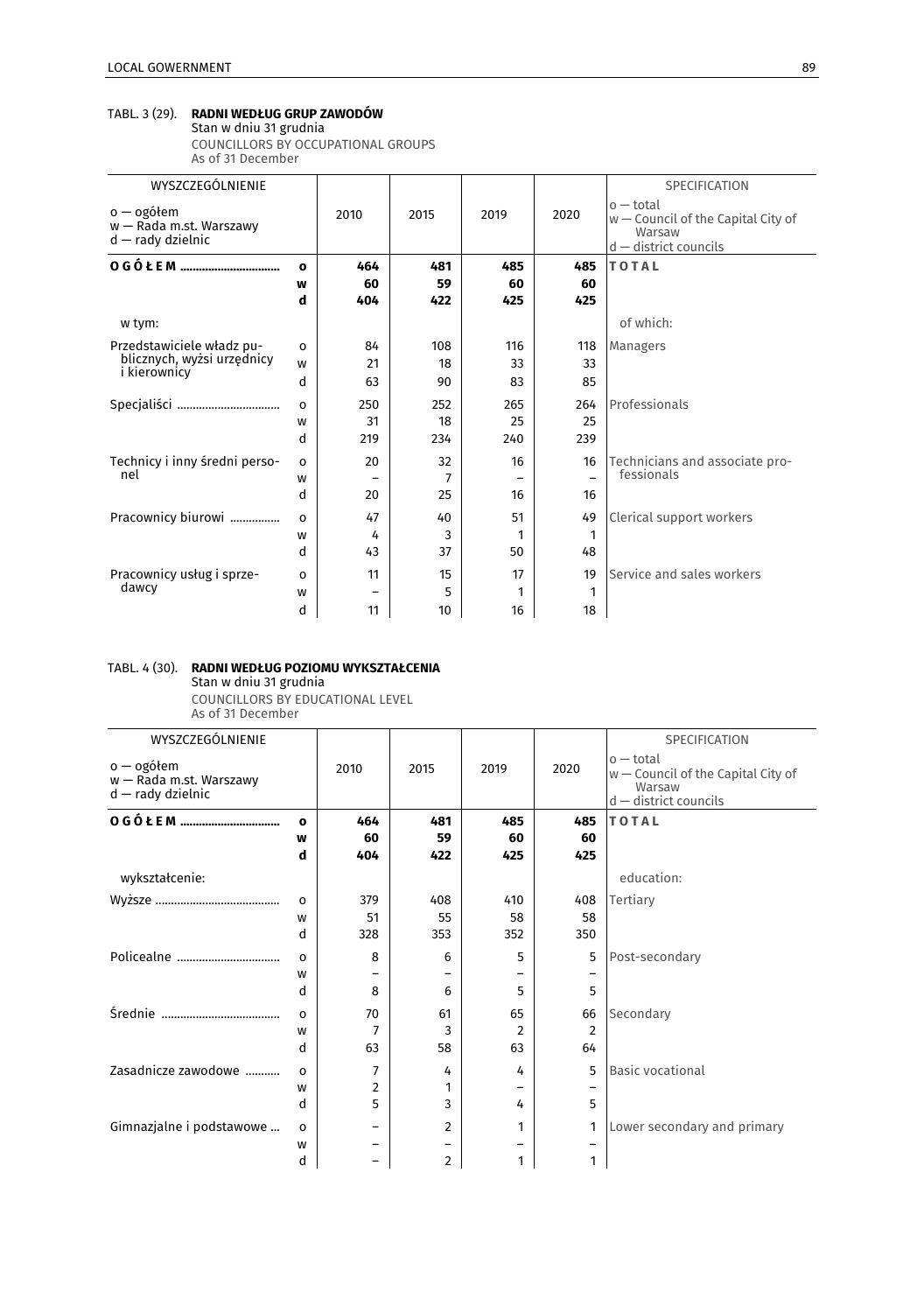TABL. 3 (29). **RADNI WEDŁUG GRUP ZAWODÓW**
Stan w dniu 31 grudnia
COUNCILLORS BY OCCUPATIONAL GROUPS
As of 31 December

| WYSZCZEGÓLNIENIE<br>o — ogółem<br>w — Rada m.st. Warszawy<br>d — rady dzielnic | | 2010 | 2015 | 2019 | 2020 | SPECIFICATION<br>o — total<br>w — Council of the Capital City of Warsaw<br>d — district councils |
|---|---|---|---|---|---|---|
| **O G Ó Ł E M** | **o** | **464** | **481** | **485** | **485** | **T O T A L** |
| | **w** | **60** | **59** | **60** | **60** | |
| | **d** | **404** | **422** | **425** | **425** | |
| w tym: | | | | | | of which: |
| Przedstawiciele władz publicznych, wyżsi urzędnicy i kierownicy | o | 84 | 108 | 116 | 118 | Managers |
| | w | 21 | 18 | 33 | 33 | |
| | d | 63 | 90 | 83 | 85 | |
| Specjaliści | o | 250 | 252 | 265 | 264 | Professionals |
| | w | 31 | 18 | 25 | 25 | |
| | d | 219 | 234 | 240 | 239 | |
| Technicy i inny średni personel | o | 20 | 32 | 16 | 16 | Technicians and associate professionals |
| | w | – | 7 | – | – | |
| | d | 20 | 25 | 16 | 16 | |
| Pracownicy biurowi | o | 47 | 40 | 51 | 49 | Clerical support workers |
| | w | 4 | 3 | 1 | 1 | |
| | d | 43 | 37 | 50 | 48 | |
| Pracownicy usług i sprzedawcy | o | 11 | 15 | 17 | 19 | Service and sales workers |
| | w | – | 5 | 1 | 1 | |
| | d | 11 | 10 | 16 | 18 | |

TABL. 4 (30). **RADNI WEDŁUG POZIOMU WYKSZTAŁCENIA**
Stan w dniu 31 grudnia
COUNCILLORS BY EDUCATIONAL LEVEL
As of 31 December

| WYSZCZEGÓLNIENIE<br>o — ogółem<br>w — Rada m.st. Warszawy<br>d — rady dzielnic | | 2010 | 2015 | 2019 | 2020 | SPECIFICATION<br>o — total<br>w — Council of the Capital City of Warsaw<br>d — district councils |
|---|---|---|---|---|---|---|
| **O G Ó Ł E M** | **o** | **464** | **481** | **485** | **485** | **T O T A L** |
| | **w** | **60** | **59** | **60** | **60** | |
| | **d** | **404** | **422** | **425** | **425** | |
| wykształcenie: | | | | | | education: |
| Wyższe | o | 379 | 408 | 410 | 408 | Tertiary |
| | w | 51 | 55 | 58 | 58 | |
| | d | 328 | 353 | 352 | 350 | |
| Policealne | o | 8 | 6 | 5 | 5 | Post-secondary |
| | w | – | – | – | – | |
| | d | 8 | 6 | 5 | 5 | |
| Średnie | o | 70 | 61 | 65 | 66 | Secondary |
| | w | 7 | 3 | 2 | 2 | |
| | d | 63 | 58 | 63 | 64 | |
| Zasadnicze zawodowe | o | 7 | 4 | 4 | 5 | Basic vocational |
| | w | 2 | 1 | – | – | |
| | d | 5 | 3 | 4 | 5 | |
| Gimnazjalne i podstawowe | o | – | 2 | 1 | 1 | Lower secondary and primary |
| | w | – | – | – | – | |
| | d | – | 2 | 1 | 1 | |